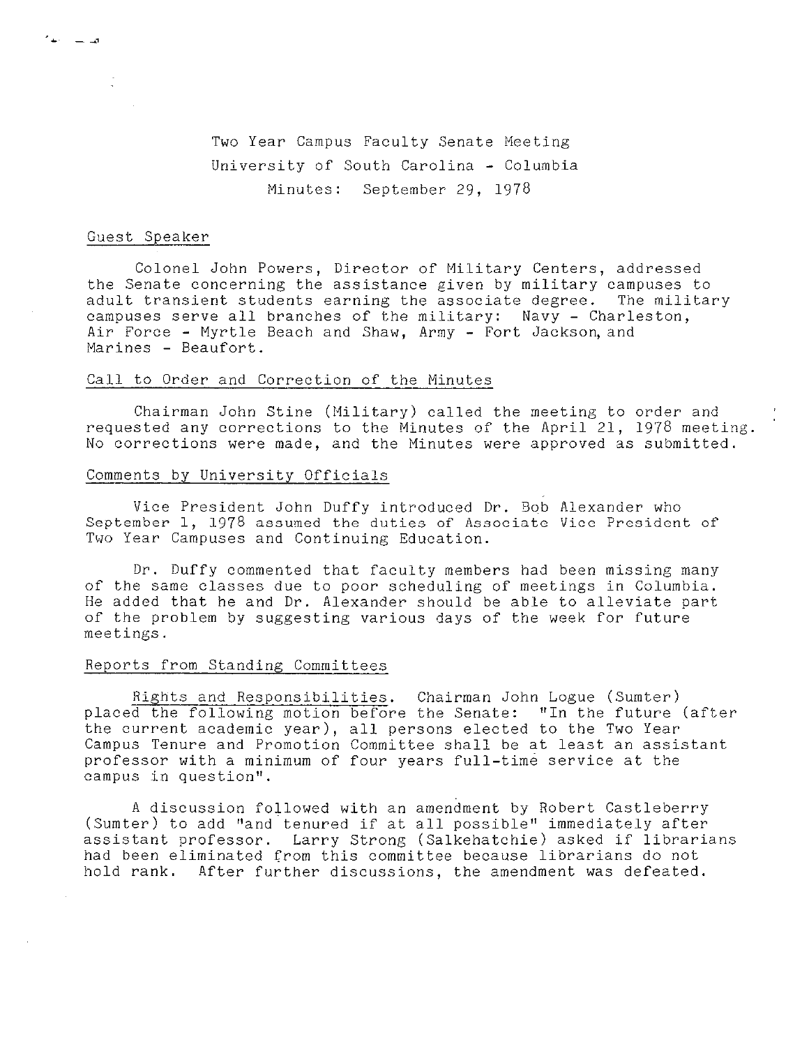# Two Year Campus Faculty Senate Meeting
## University of South Carolina - Columbia
### Minutes: September 29, 1978

Guest Speaker

Colonel John Powers, Director of Military Centers, addressed the Senate concerning the assistance given by military campuses to adult transient students earning the associate degree. The military campuses serve all branches of the military: Navy - Charleston, Air Force - Myrtle Beach and Shaw, Army - Fort Jackson, and Marines - Beaufort.

Call to Order and Correction of the Minutes

Chairman John Stine (Military) called the meeting to order and requested any corrections to the Minutes of the April 21, 1978 meeting. No corrections were made, and the Minutes were approved as submitted.

Comments by University Officials

Vice President John Duffy introduced Dr. Bob Alexander who September 1, 1978 assumed the duties of Associate Vice President of Two Year Campuses and Continuing Education.

Dr. Duffy commented that faculty members had been missing many of the same classes due to poor scheduling of meetings in Columbia. He added that he and Dr. Alexander should be able to alleviate part of the problem by suggesting various days of the week for future meetings.

Reports from Standing Committees

Rights and Responsibilities. Chairman John Logue (Sumter) placed the following motion before the Senate: "In the future (after the current academic year), all persons elected to the Two Year Campus Tenure and Promotion Committee shall be at least an assistant professor with a minimum of four years full-time service at the campus in question".

A discussion followed with an amendment by Robert Castleberry (Sumter) to add "and tenured if at all possible" immediately after assistant professor. Larry Strong (Salkehatchie) asked if librarians had been eliminated from this committee because librarians do not hold rank. After further discussions, the amendment was defeated.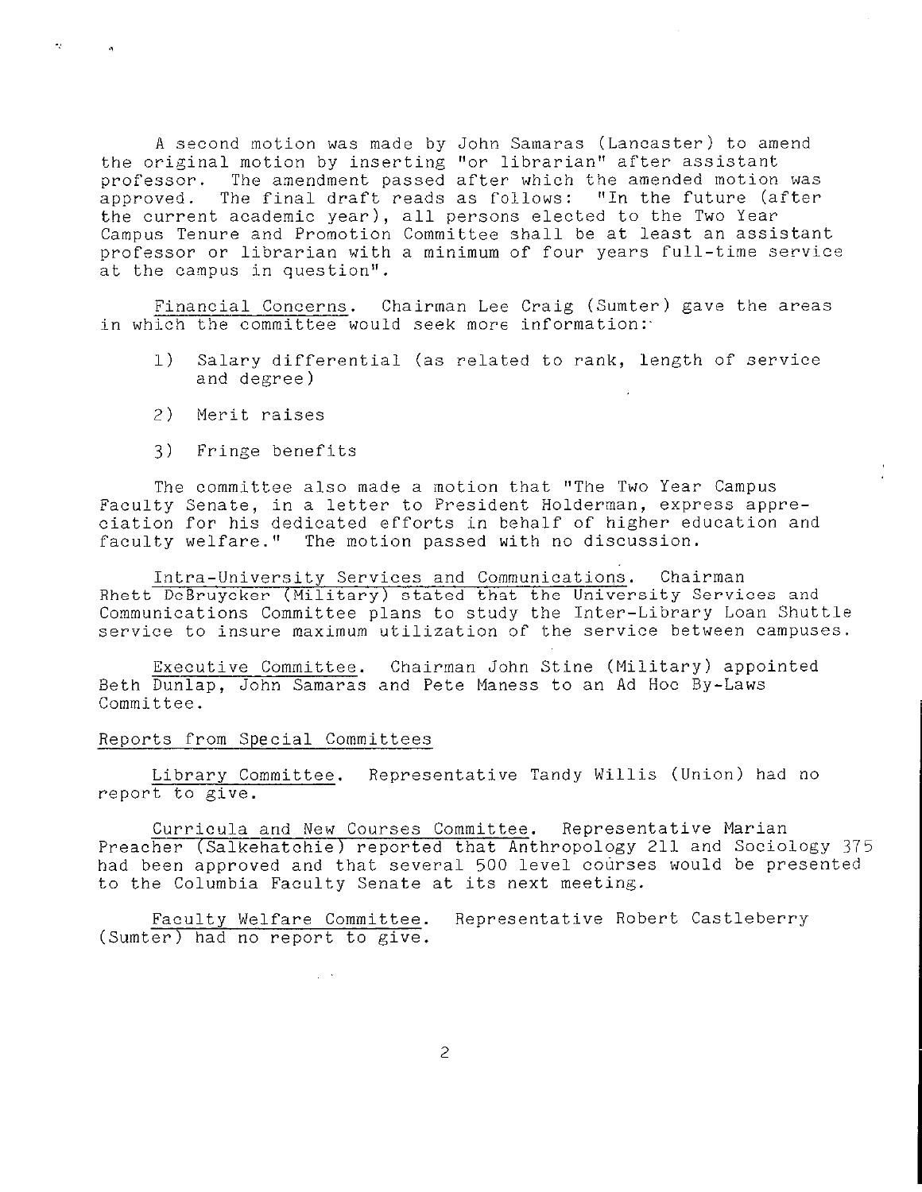A second motion was made by John Samaras (Lancaster) to amend the original motion by inserting "or librarian" after assistant professor. The amendment passed after which the amended motion was approved. The final draft reads as follows: "In the future (after the current academic year), all persons elected to the Two Year Campus Tenure and Promotion Committee shall be at least an assistant professor or librarian with a minimum of four years full-time service at the campus in question".

Financial Concerns. Chairman Lee Craig (Sumter) gave the areas in which the committee would seek more information:

1) Salary differential (as related to rank, length of service and degree)
2) Merit raises
3) Fringe benefits

The committee also made a motion that "The Two Year Campus Faculty Senate, in a letter to President Holderman, express appreciation for his dedicated efforts in behalf of higher education and faculty welfare." The motion passed with no discussion.

Intra-University Services and Communications. Chairman Rhett DeBruycker (Military) stated that the University Services and Communications Committee plans to study the Inter-Library Loan Shuttle service to insure maximum utilization of the service between campuses.

Executive Committee. Chairman John Stine (Military) appointed Beth Dunlap, John Samaras and Pete Maness to an Ad Hoc By-Laws Committee.

Reports from Special Committees

Library Committee. Representative Tandy Willis (Union) had no report to give.

Curricula and New Courses Committee. Representative Marian Preacher (Salkehatchie) reported that Anthropology 211 and Sociology 375 had been approved and that several 500 level courses would be presented to the Columbia Faculty Senate at its next meeting.

Faculty Welfare Committee. Representative Robert Castleberry (Sumter) had no report to give.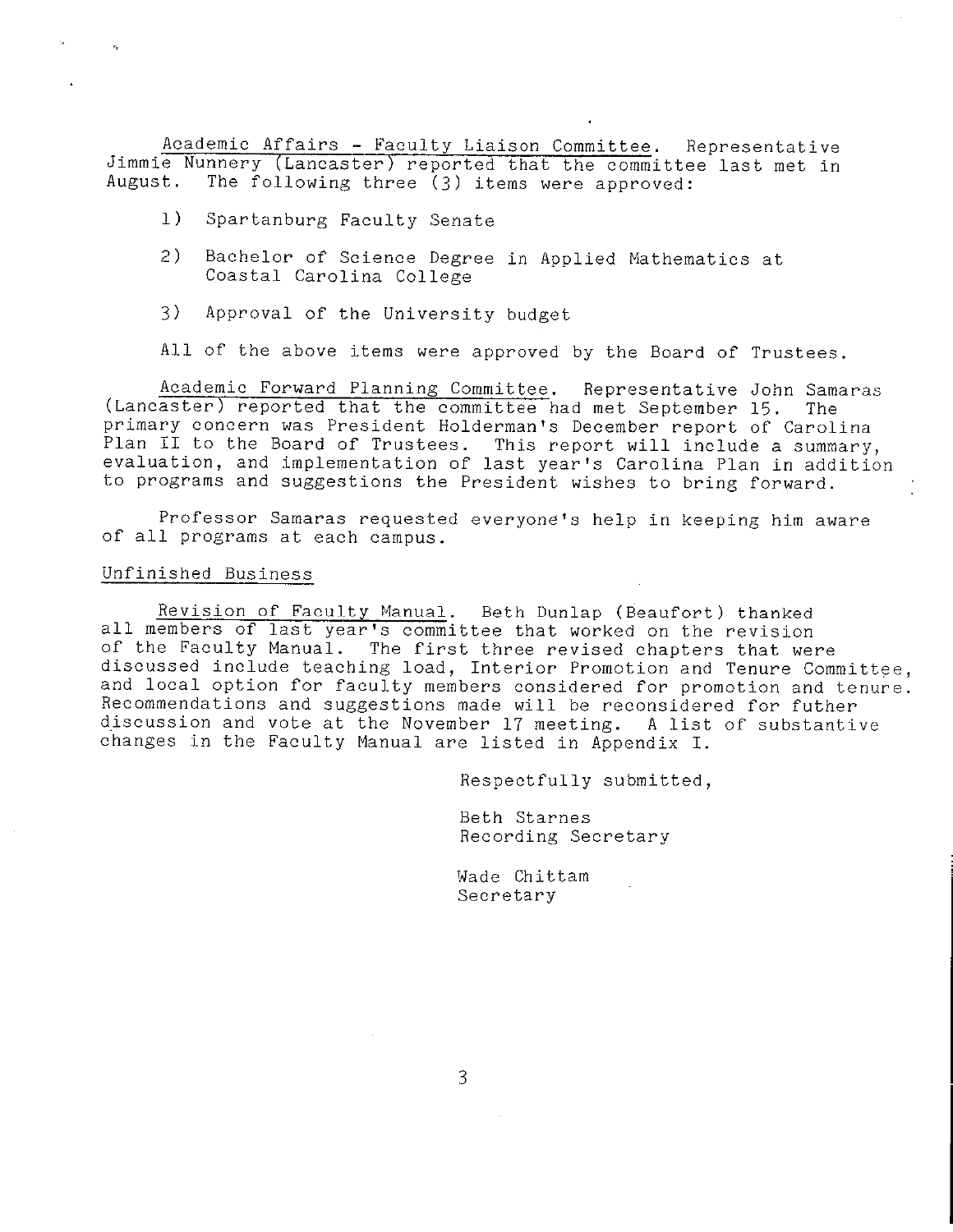Academic Affairs - Faculty Liaison Committee. Representative Jimmie Nunnery (Lancaster) reported that the committee last met in August. The following three (3) items were approved:

1) Spartanburg Faculty Senate

2) Bachelor of Science Degree in Applied Mathematics at Coastal Carolina College

3) Approval of the University budget

All of the above items were approved by the Board of Trustees.

Academic Forward Planning Committee. Representative John Samaras (Lancaster) reported that the committee had met September 15. The primary concern was President Holderman's December report of Carolina Plan II to the Board of Trustees. This report will include a summary, evaluation, and implementation of last year's Carolina Plan in addition to programs and suggestions the President wishes to bring forward.

Professor Samaras requested everyone's help in keeping him aware of all programs at each campus.

Unfinished Business

Revision of Faculty Manual. Beth Dunlap (Beaufort) thanked all members of last year's committee that worked on the revision of the Faculty Manual. The first three revised chapters that were discussed include teaching load, Interior Promotion and Tenure Committee, and local option for faculty members considered for promotion and tenure. Recommendations and suggestions made will be reconsidered for futher discussion and vote at the November 17 meeting. A list of substantive changes in the Faculty Manual are listed in Appendix I.

Respectfully submitted,

Beth Starnes
Recording Secretary

Wade Chittam
Secretary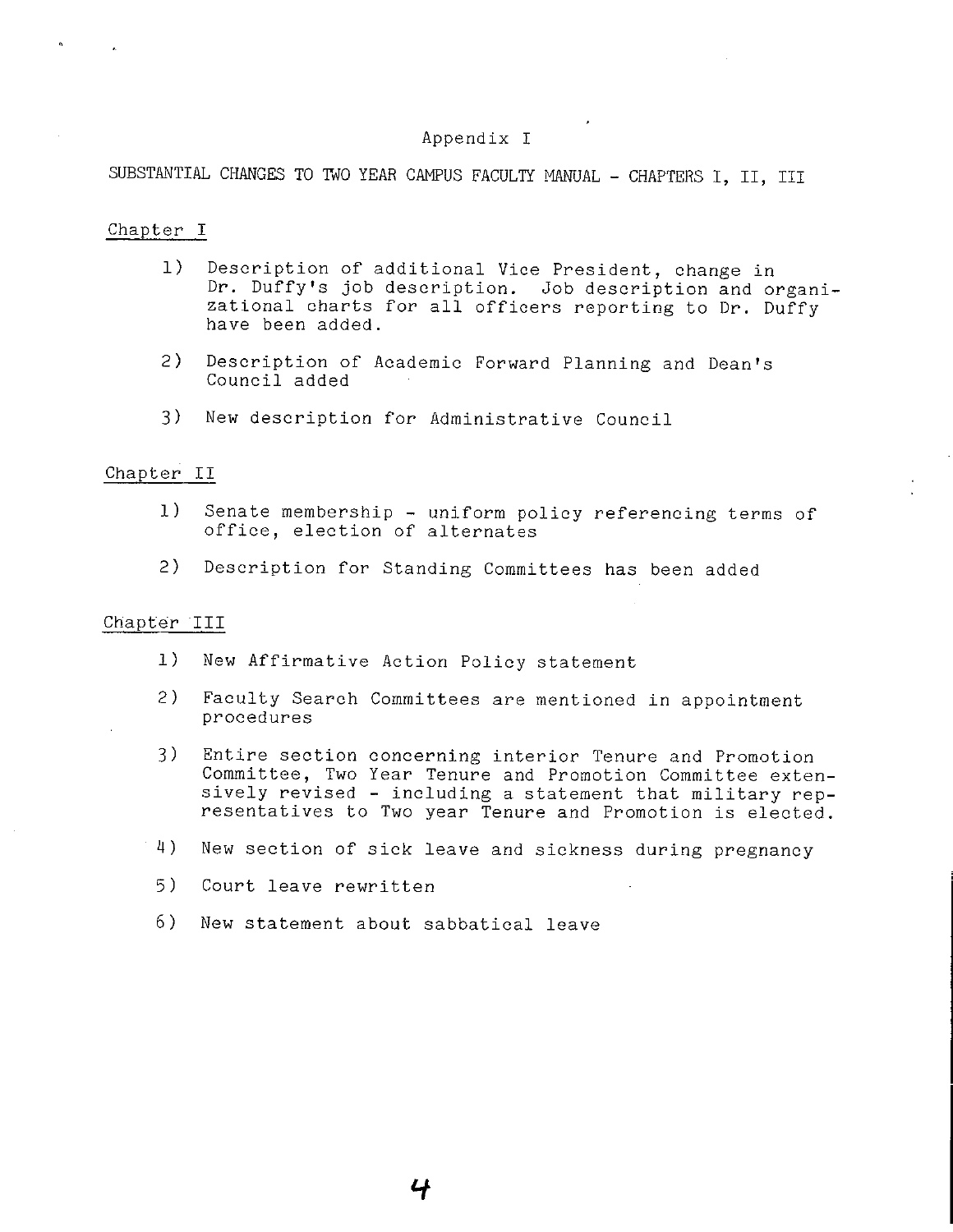# Appendix I

## SUBSTANTIAL CHANGES TO TWO YEAR CAMPUS FACULTY MANUAL - CHAPTERS I, II, III

### Chapter I

1) Description of additional Vice President, change in Dr. Duffy's job description. Job description and organizational charts for all officers reporting to Dr. Duffy have been added.

2) Description of Academic Forward Planning and Dean's Council added

3) New description for Administrative Council

### Chapter II

1) Senate membership - uniform policy referencing terms of office, election of alternates

2) Description for Standing Committees has been added

### Chapter III

1) New Affirmative Action Policy statement

2) Faculty Search Committees are mentioned in appointment procedures

3) Entire section concerning interior Tenure and Promotion Committee, Two Year Tenure and Promotion Committee extensively revised - including a statement that military representatives to Two year Tenure and Promotion is elected.

4) New section of sick leave and sickness during pregnancy

5) Court leave rewritten

6) New statement about sabbatical leave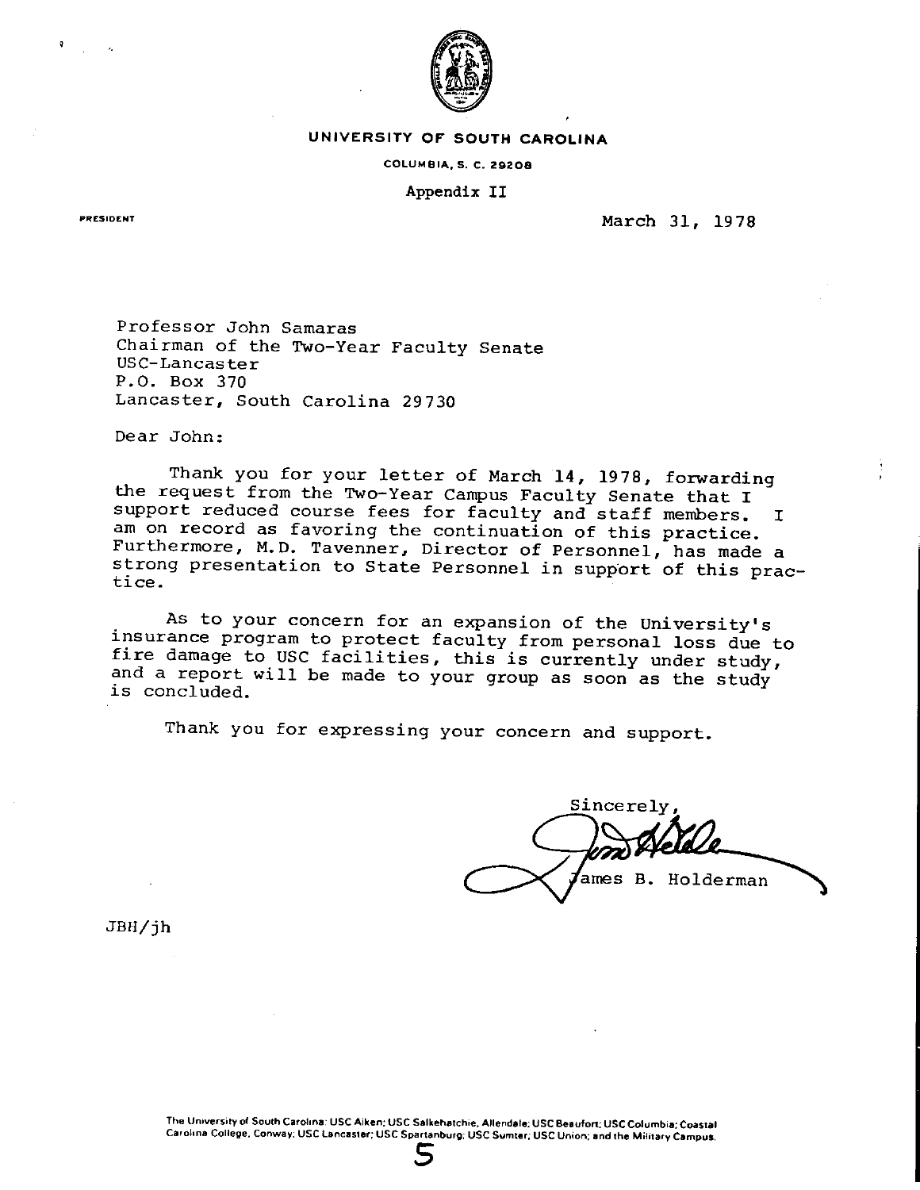UNIVERSITY OF SOUTH CAROLINA

COLUMBIA, S. C. 29208

Appendix II

PRESIDENT

March 31, 1978

Professor John Samaras
Chairman of the Two-Year Faculty Senate
USC-Lancaster
P.O. Box 370
Lancaster, South Carolina 29730

Dear John:

Thank you for your letter of March 14, 1978, forwarding the request from the Two-Year Campus Faculty Senate that I support reduced course fees for faculty and staff members. I am on record as favoring the continuation of this practice. Furthermore, M.D. Tavenner, Director of Personnel, has made a strong presentation to State Personnel in support of this practice.

As to your concern for an expansion of the University's insurance program to protect faculty from personal loss due to fire damage to USC facilities, this is currently under study, and a report will be made to your group as soon as the study is concluded.

Thank you for expressing your concern and support.

Sincerely,

James B. Holderman

JBH/jh

The University of South Carolina: USC Aiken; USC Salkehatchie, Allendale; USC Beaufort; USC Columbia; Coastal Carolina College, Conway; USC Lancaster; USC Spartanburg; USC Sumter; USC Union; and the Military Campus.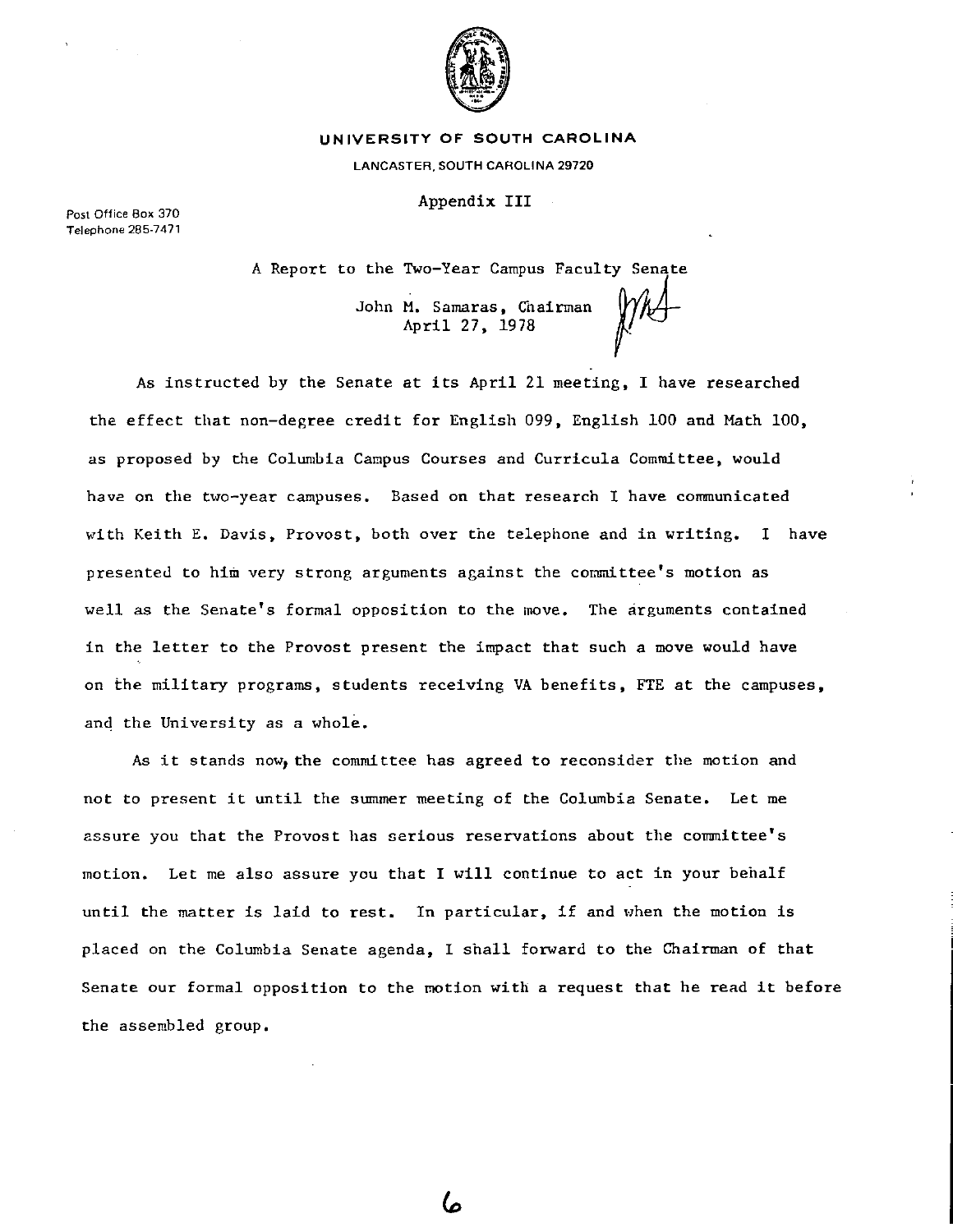**UNIVERSITY OF SOUTH CAROLINA**

LANCASTER, SOUTH CAROLINA 29720

Post Office Box 370
Telephone 285-7471

Appendix III

A Report to the Two-Year Campus Faculty Senate

John M. Samaras, Chairman
April 27, 1978

As instructed by the Senate at its April 21 meeting, I have researched the effect that non-degree credit for English 099, English 100 and Math 100, as proposed by the Columbia Campus Courses and Curricula Committee, would have on the two-year campuses. Based on that research I have communicated with Keith E. Davis, Provost, both over the telephone and in writing. I have presented to him very strong arguments against the committee's motion as well as the Senate's formal opposition to the move. The arguments contained in the letter to the Provost present the impact that such a move would have on the military programs, students receiving VA benefits, FTE at the campuses, and the University as a whole.

As it stands now, the committee has agreed to reconsider the motion and not to present it until the summer meeting of the Columbia Senate. Let me assure you that the Provost has serious reservations about the committee's motion. Let me also assure you that I will continue to act in your behalf until the matter is laid to rest. In particular, if and when the motion is placed on the Columbia Senate agenda, I shall forward to the Chairman of that Senate our formal opposition to the motion with a request that he read it before the assembled group.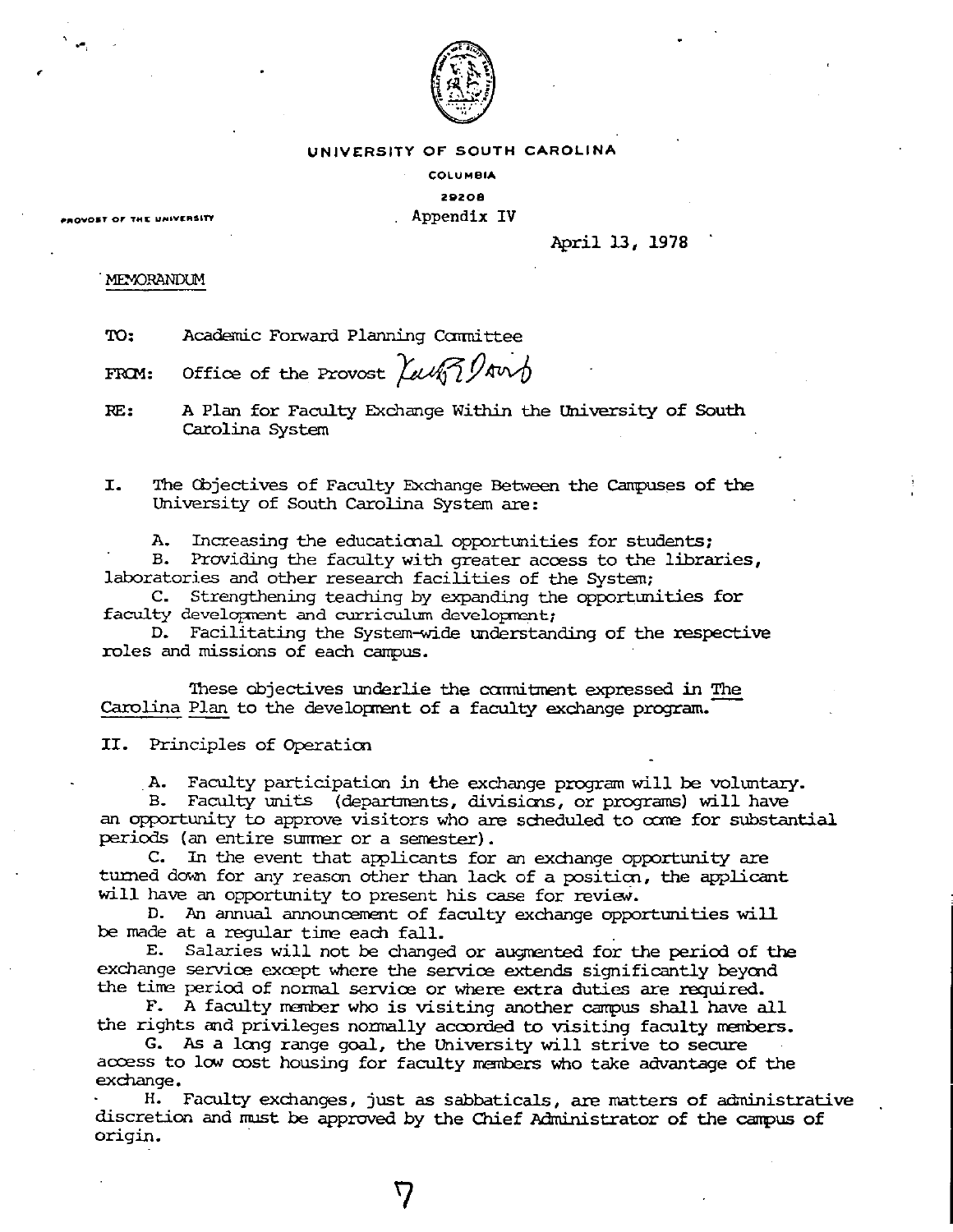UNIVERSITY OF SOUTH CAROLINA

COLUMBIA

29208

PROVOST OF THE UNIVERSITY

Appendix IV

April 13, 1978

MEMORANDUM

TO: Academic Forward Planning Committee

FROM: Office of the Provost

RE: A Plan for Faculty Exchange Within the University of South Carolina System

I. The Objectives of Faculty Exchange Between the Campuses of the University of South Carolina System are:

A. Increasing the educational opportunities for students;
B. Providing the faculty with greater access to the libraries, laboratories and other research facilities of the System;
C. Strengthening teaching by expanding the opportunities for faculty development and curriculum development;
D. Facilitating the System-wide understanding of the respective roles and missions of each campus.

These objectives underlie the commitment expressed in The Carolina Plan to the development of a faculty exchange program.

II. Principles of Operation

A. Faculty participation in the exchange program will be voluntary.
B. Faculty units (departments, divisions, or programs) will have an opportunity to approve visitors who are scheduled to come for substantial periods (an entire summer or a semester).
C. In the event that applicants for an exchange opportunity are turned down for any reason other than lack of a position, the applicant will have an opportunity to present his case for review.
D. An annual announcement of faculty exchange opportunities will be made at a regular time each fall.
E. Salaries will not be changed or augmented for the period of the exchange service except where the service extends significantly beyond the time period of normal service or where extra duties are required.
F. A faculty member who is visiting another campus shall have all the rights and privileges normally accorded to visiting faculty members.
G. As a long range goal, the University will strive to secure access to low cost housing for faculty members who take advantage of the exchange.
H. Faculty exchanges, just as sabbaticals, are matters of administrative discretion and must be approved by the Chief Administrator of the campus of origin.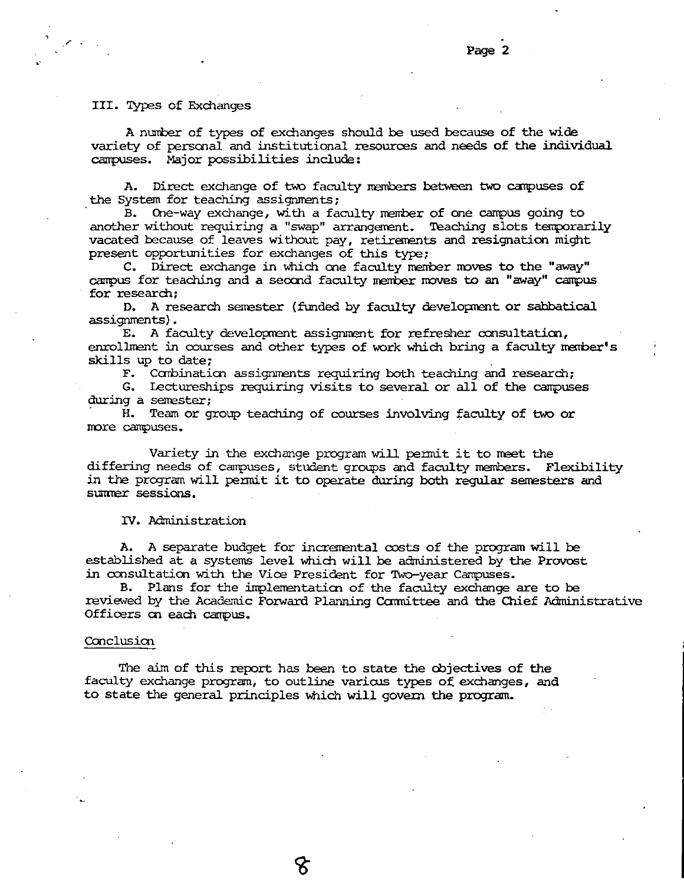## III. Types of Exchanges

A number of types of exchanges should be used because of the wide variety of personal and institutional resources and needs of the individual campuses. Major possibilities include:

A. Direct exchange of two faculty members between two campuses of the System for teaching assignments;

B. One-way exchange, with a faculty member of one campus going to another without requiring a "swap" arrangement. Teaching slots temporarily vacated because of leaves without pay, retirements and resignation might present opportunities for exchanges of this type;

C. Direct exchange in which one faculty member moves to the "away" campus for teaching and a second faculty member moves to an "away" campus for research;

D. A research semester (funded by faculty development or sabbatical assignments).

E. A faculty development assignment for refresher consultation, enrollment in courses and other types of work which bring a faculty member's skills up to date;

F. Combination assignments requiring both teaching and research;

G. Lectureships requiring visits to several or all of the campuses during a semester;

H. Team or group teaching of courses involving faculty of two or more campuses.

Variety in the exchange program will permit it to meet the differing needs of campuses, student groups and faculty members. Flexibility in the program will permit it to operate during both regular semesters and summer sessions.

## IV. Administration

A. A separate budget for incremental costs of the program will be established at a systems level which will be administered by the Provost in consultation with the Vice President for Two-year Campuses.

B. Plans for the implementation of the faculty exchange are to be reviewed by the Academic Forward Planning Committee and the Chief Administrative Officers on each campus.

## Conclusion

The aim of this report has been to state the objectives of the faculty exchange program, to outline various types of exchanges, and to state the general principles which will govern the program.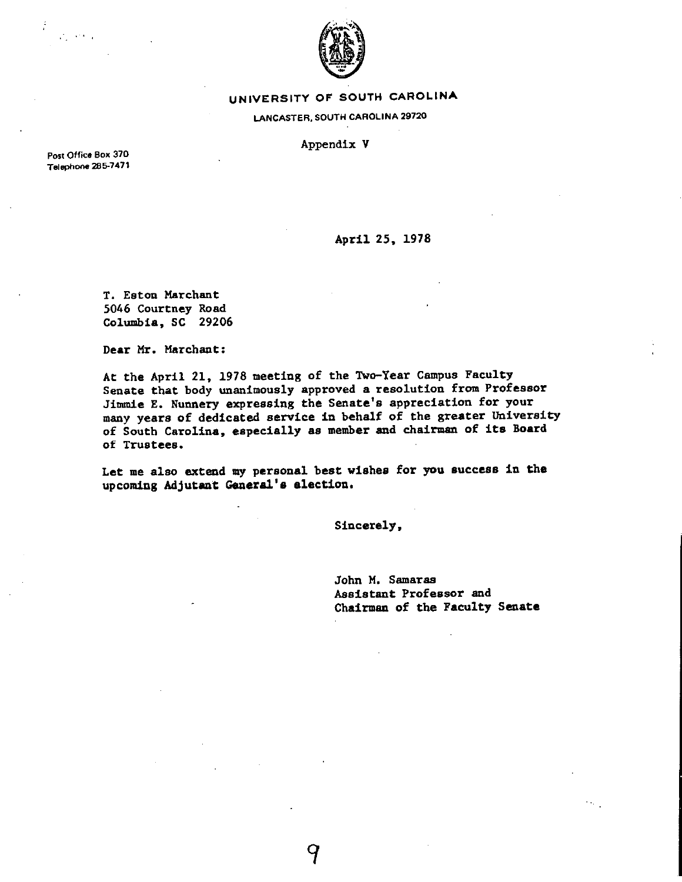**UNIVERSITY OF SOUTH CAROLINA**

LANCASTER, SOUTH CAROLINA 29720

Appendix V

Post Office Box 370
Telephone 285-7471

April 25, 1978

T. Eston Marchant
5046 Courtney Road
Columbia, SC 29206

Dear Mr. Marchant:

At the April 21, 1978 meeting of the Two-Year Campus Faculty Senate that body unanimously approved a resolution from Professor Jimmie E. Nunnery expressing the Senate's appreciation for your many years of dedicated service in behalf of the greater University of South Carolina, especially as member and chairman of its Board of Trustees.

Let me also extend my personal best wishes for you success in the upcoming Adjutant General's election.

Sincerely,

John M. Samaras
Assistant Professor and
Chairman of the Faculty Senate